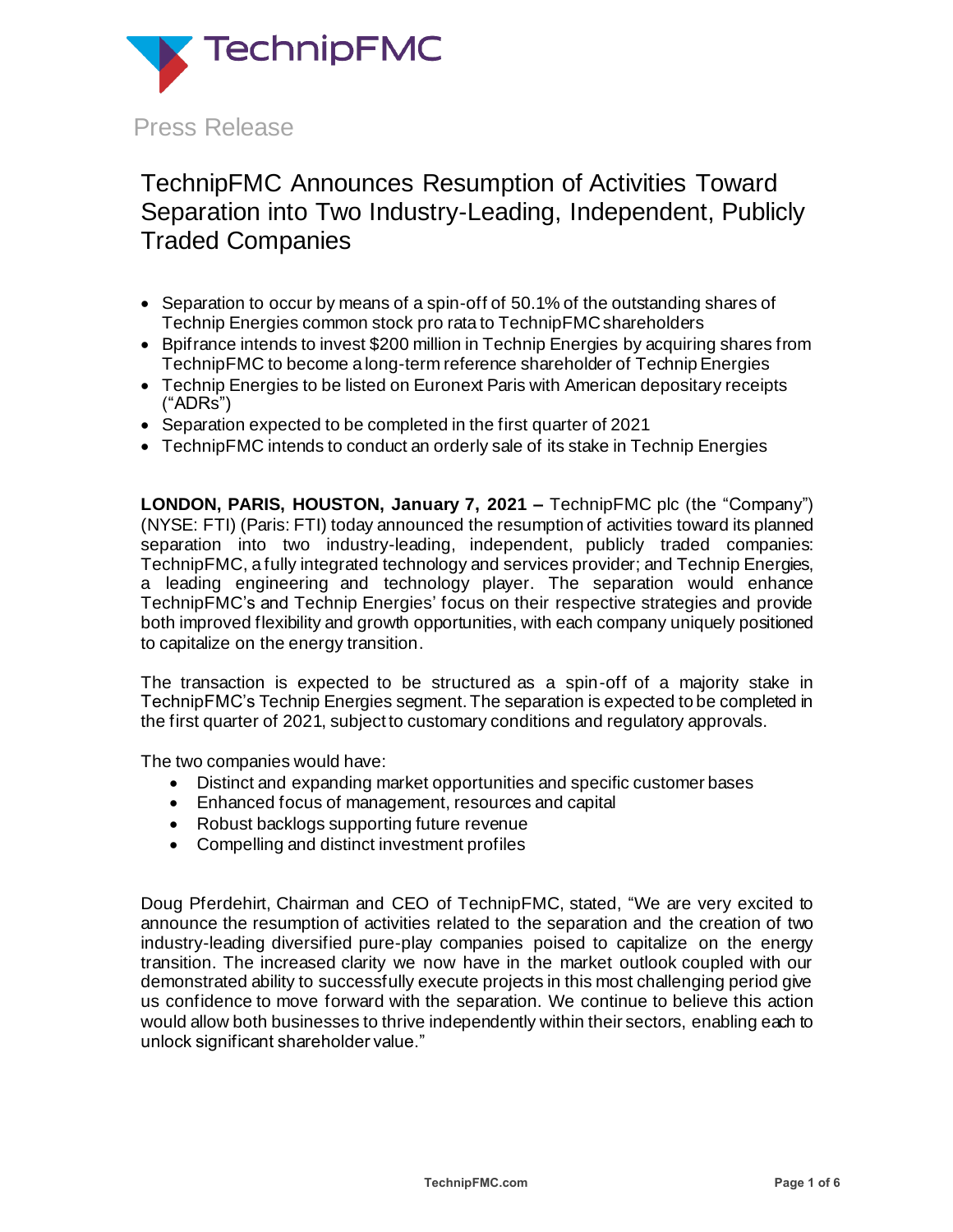TechnipFMC

Press Release

# TechnipFMC Announces Resumption of Activities Toward Separation into Two Industry-Leading, Independent, Publicly Traded Companies

- Separation to occur by means of a spin-off of 50.1% of the outstanding shares of Technip Energies common stock pro rata to TechnipFMC shareholders
- Bpifrance intends to invest $200 million in Technip Energies by acquiring shares from TechnipFMC to become a long-term reference shareholder of Technip Energies
- Technip Energies to be listed on Euronext Paris with American depositary receipts ("ADRs")
- Separation expected to be completed in the first quarter of 2021
- TechnipFMC intends to conduct an orderly sale of its stake in Technip Energies

**LONDON, PARIS, HOUSTON, January 7, 2021 –** TechnipFMC plc (the "Company") (NYSE: FTI) (Paris: FTI) today announced the resumption of activities toward its planned separation into two industry-leading, independent, publicly traded companies: TechnipFMC, a fully integrated technology and services provider; and Technip Energies, a leading engineering and technology player. The separation would enhance TechnipFMC's and Technip Energies' focus on their respective strategies and provide both improved flexibility and growth opportunities, with each company uniquely positioned to capitalize on the energy transition.

The transaction is expected to be structured as a spin-off of a majority stake in TechnipFMC's Technip Energies segment. The separation is expected to be completed in the first quarter of 2021, subject to customary conditions and regulatory approvals.

The two companies would have:

- Distinct and expanding market opportunities and specific customer bases
- Enhanced focus of management, resources and capital
- Robust backlogs supporting future revenue
- Compelling and distinct investment profiles

Doug Pferdehirt, Chairman and CEO of TechnipFMC, stated, "We are very excited to announce the resumption of activities related to the separation and the creation of two industry-leading diversified pure-play companies poised to capitalize on the energy transition. The increased clarity we now have in the market outlook coupled with our demonstrated ability to successfully execute projects in this most challenging period give us confidence to move forward with the separation. We continue to believe this action would allow both businesses to thrive independently within their sectors, enabling each to unlock significant shareholder value."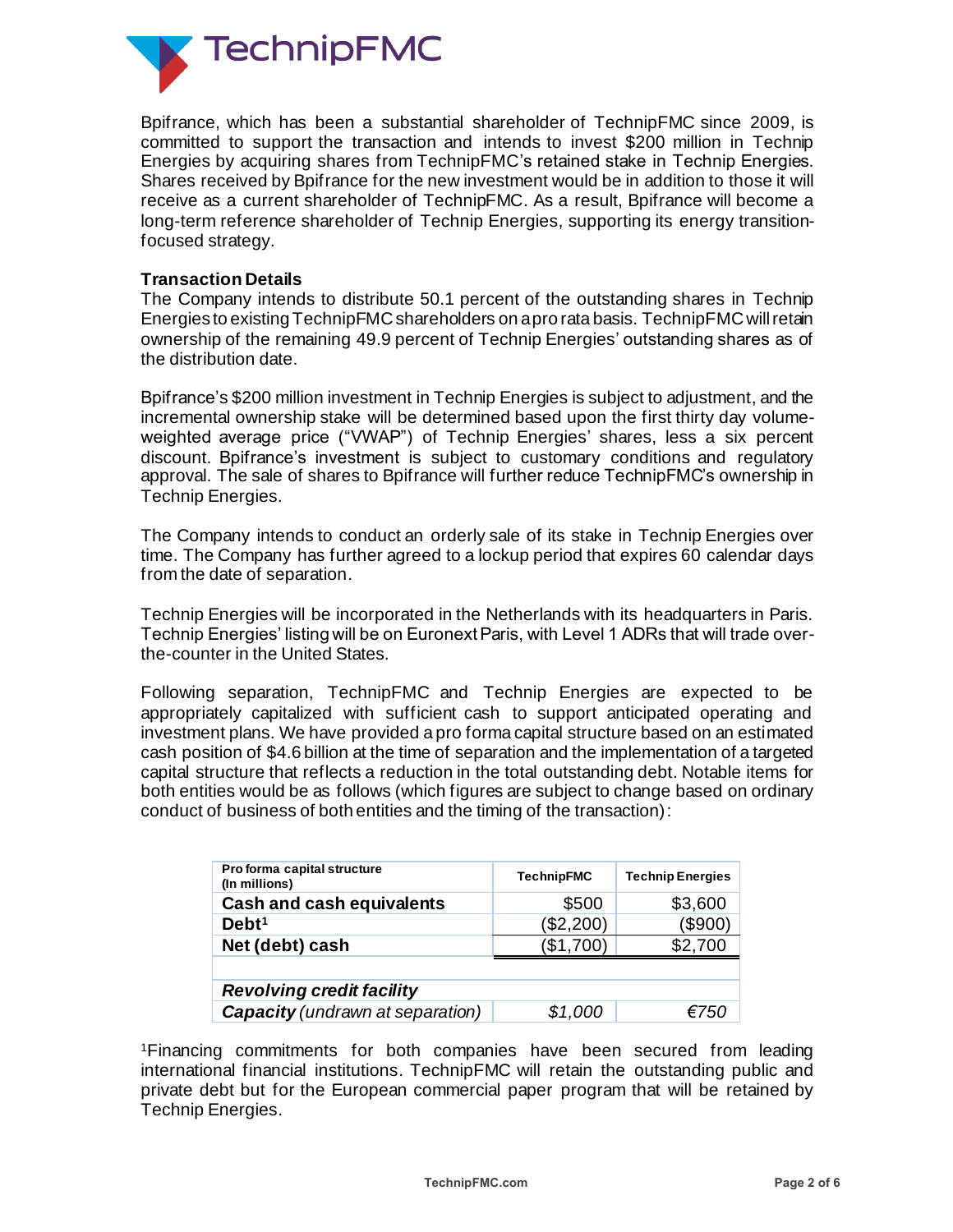Bpifrance, which has been a substantial shareholder of TechnipFMC since 2009, is committed to support the transaction and intends to invest $200 million in Technip Energies by acquiring shares from TechnipFMC's retained stake in Technip Energies. Shares received by Bpifrance for the new investment would be in addition to those it will receive as a current shareholder of TechnipFMC. As a result, Bpifrance will become a long-term reference shareholder of Technip Energies, supporting its energy transition-focused strategy.

**Transaction Details**

The Company intends to distribute 50.1 percent of the outstanding shares in Technip Energies to existing TechnipFMC shareholders on a pro rata basis. TechnipFMC will retain ownership of the remaining 49.9 percent of Technip Energies' outstanding shares as of the distribution date.

Bpifrance's $200 million investment in Technip Energies is subject to adjustment, and the incremental ownership stake will be determined based upon the first thirty day volume-weighted average price ("VWAP") of Technip Energies' shares, less a six percent discount. Bpifrance's investment is subject to customary conditions and regulatory approval. The sale of shares to Bpifrance will further reduce TechnipFMC's ownership in Technip Energies.

The Company intends to conduct an orderly sale of its stake in Technip Energies over time. The Company has further agreed to a lockup period that expires 60 calendar days from the date of separation.

Technip Energies will be incorporated in the Netherlands with its headquarters in Paris. Technip Energies' listing will be on Euronext Paris, with Level 1 ADRs that will trade over-the-counter in the United States.

Following separation, TechnipFMC and Technip Energies are expected to be appropriately capitalized with sufficient cash to support anticipated operating and investment plans. We have provided a pro forma capital structure based on an estimated cash position of $4.6 billion at the time of separation and the implementation of a targeted capital structure that reflects a reduction in the total outstanding debt. Notable items for both entities would be as follows (which figures are subject to change based on ordinary conduct of business of both entities and the timing of the transaction):

| Pro forma capital structure (In millions) | TechnipFMC | Technip Energies |
|---|---|---|
| **Cash and cash equivalents** | $500 | $3,600 |
| **Debt[1]** | ($2,200) | ($900) |
| **Net (debt) cash** | ($1,700) | $2,700 |
| | | |
| ***Revolving credit facility*** | | |
| ***Capacity** (undrawn at separation)* | *$1,000* | *€750* |

[1]Financing commitments for both companies have been secured from leading international financial institutions. TechnipFMC will retain the outstanding public and private debt but for the European commercial paper program that will be retained by Technip Energies.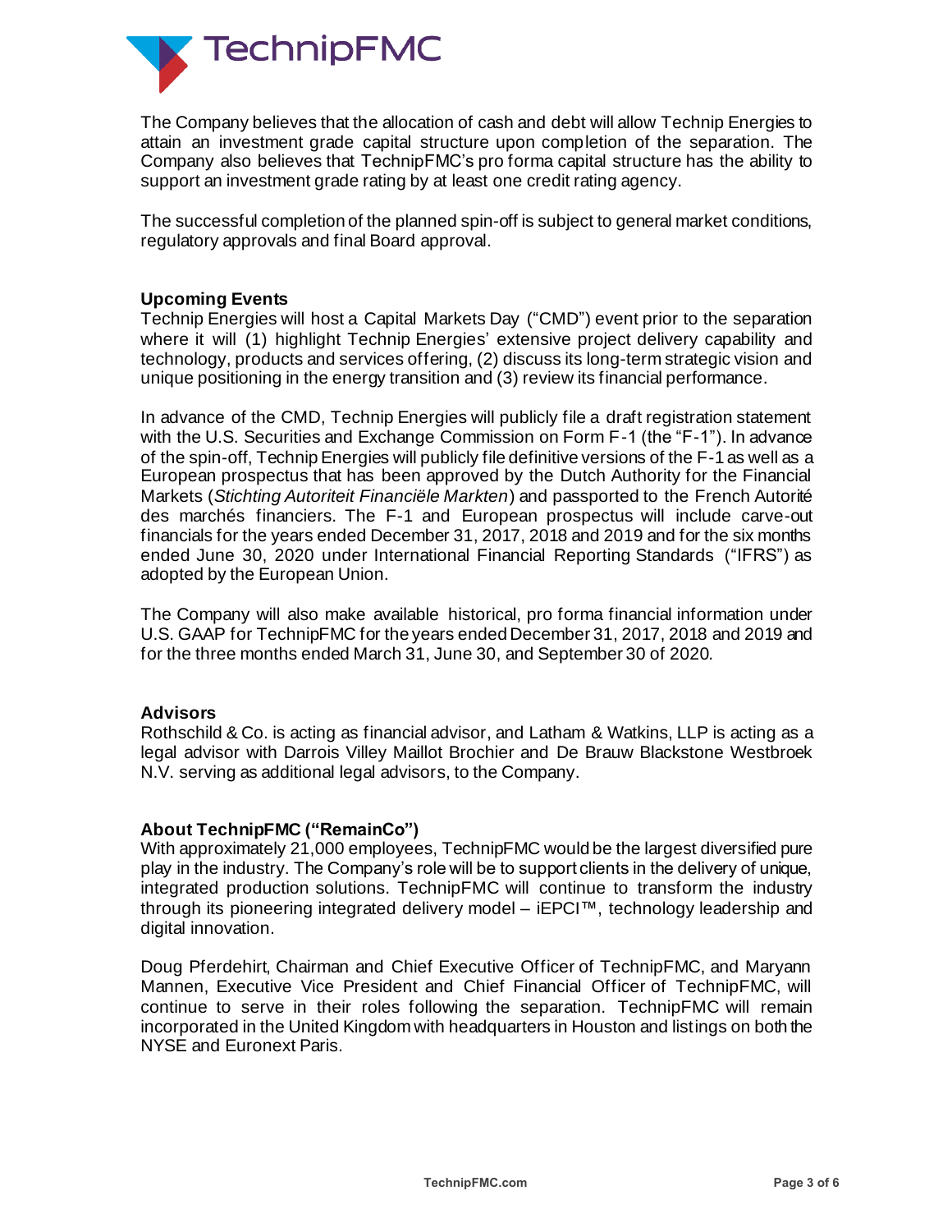The Company believes that the allocation of cash and debt will allow Technip Energies to attain an investment grade capital structure upon completion of the separation. The Company also believes that TechnipFMC's pro forma capital structure has the ability to support an investment grade rating by at least one credit rating agency.

The successful completion of the planned spin-off is subject to general market conditions, regulatory approvals and final Board approval.

**Upcoming Events**

Technip Energies will host a Capital Markets Day ("CMD") event prior to the separation where it will (1) highlight Technip Energies' extensive project delivery capability and technology, products and services offering, (2) discuss its long-term strategic vision and unique positioning in the energy transition and (3) review its financial performance.

In advance of the CMD, Technip Energies will publicly file a draft registration statement with the U.S. Securities and Exchange Commission on Form F-1 (the "F-1"). In advance of the spin-off, Technip Energies will publicly file definitive versions of the F-1 as well as a European prospectus that has been approved by the Dutch Authority for the Financial Markets (*Stichting Autoriteit Financiële Markten*) and passported to the French Autorité des marchés financiers. The F-1 and European prospectus will include carve-out financials for the years ended December 31, 2017, 2018 and 2019 and for the six months ended June 30, 2020 under International Financial Reporting Standards ("IFRS") as adopted by the European Union.

The Company will also make available historical, pro forma financial information under U.S. GAAP for TechnipFMC for the years ended December 31, 2017, 2018 and 2019 and for the three months ended March 31, June 30, and September 30 of 2020.

**Advisors**

Rothschild & Co. is acting as financial advisor, and Latham & Watkins, LLP is acting as a legal advisor with Darrois Villey Maillot Brochier and De Brauw Blackstone Westbroek N.V. serving as additional legal advisors, to the Company.

**About TechnipFMC ("RemainCo")**

With approximately 21,000 employees, TechnipFMC would be the largest diversified pure play in the industry. The Company's role will be to support clients in the delivery of unique, integrated production solutions. TechnipFMC will continue to transform the industry through its pioneering integrated delivery model – iEPCI™, technology leadership and digital innovation.

Doug Pferdehirt, Chairman and Chief Executive Officer of TechnipFMC, and Maryann Mannen, Executive Vice President and Chief Financial Officer of TechnipFMC, will continue to serve in their roles following the separation. TechnipFMC will remain incorporated in the United Kingdom with headquarters in Houston and listings on both the NYSE and Euronext Paris.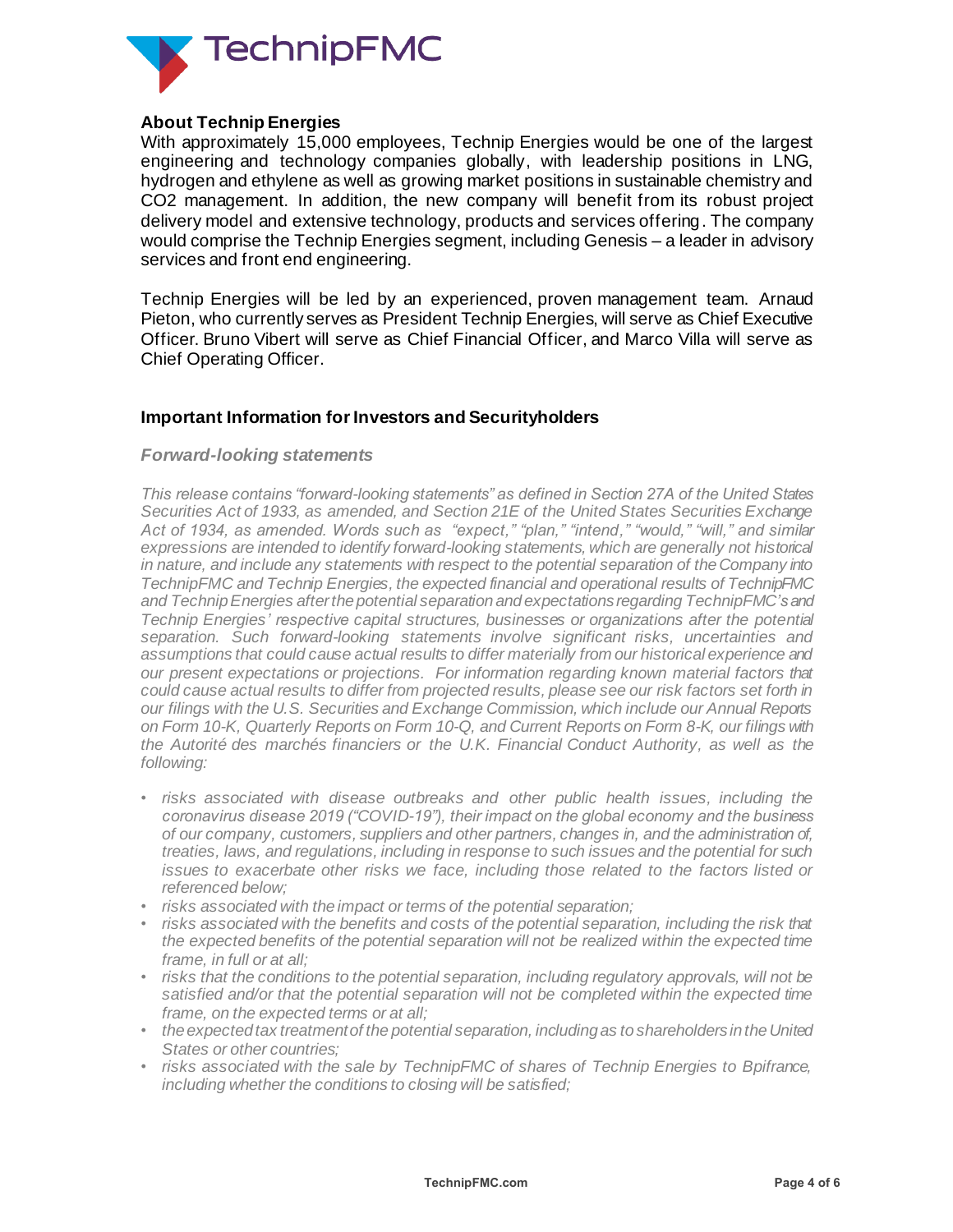**About Technip Energies**

With approximately 15,000 employees, Technip Energies would be one of the largest engineering and technology companies globally, with leadership positions in LNG, hydrogen and ethylene as well as growing market positions in sustainable chemistry and CO2 management. In addition, the new company will benefit from its robust project delivery model and extensive technology, products and services offering. The company would comprise the Technip Energies segment, including Genesis – a leader in advisory services and front end engineering.

Technip Energies will be led by an experienced, proven management team. Arnaud Pieton, who currently serves as President Technip Energies, will serve as Chief Executive Officer. Bruno Vibert will serve as Chief Financial Officer, and Marco Villa will serve as Chief Operating Officer.

## Important Information for Investors and Securityholders

### *Forward-looking statements*

*This release contains "forward-looking statements" as defined in Section 27A of the United States Securities Act of 1933, as amended, and Section 21E of the United States Securities Exchange Act of 1934, as amended. Words such as "expect," "plan," "intend," "would," "will," and similar expressions are intended to identify forward-looking statements, which are generally not historical in nature, and include any statements with respect to the potential separation of the Company into TechnipFMC and Technip Energies, the expected financial and operational results of TechnipFMC and Technip Energies after the potential separation and expectations regarding TechnipFMC's and Technip Energies' respective capital structures, businesses or organizations after the potential separation. Such forward-looking statements involve significant risks, uncertainties and assumptions that could cause actual results to differ materially from our historical experience and our present expectations or projections. For information regarding known material factors that could cause actual results to differ from projected results, please see our risk factors set forth in our filings with the U.S. Securities and Exchange Commission, which include our Annual Reports on Form 10-K, Quarterly Reports on Form 10-Q, and Current Reports on Form 8-K, our filings with the Autorité des marchés financiers or the U.K. Financial Conduct Authority, as well as the following:*

- *risks associated with disease outbreaks and other public health issues, including the coronavirus disease 2019 ("COVID-19"), their impact on the global economy and the business of our company, customers, suppliers and other partners, changes in, and the administration of, treaties, laws, and regulations, including in response to such issues and the potential for such issues to exacerbate other risks we face, including those related to the factors listed or referenced below;*
- *risks associated with the impact or terms of the potential separation;*
- *risks associated with the benefits and costs of the potential separation, including the risk that the expected benefits of the potential separation will not be realized within the expected time frame, in full or at all;*
- *risks that the conditions to the potential separation, including regulatory approvals, will not be satisfied and/or that the potential separation will not be completed within the expected time frame, on the expected terms or at all;*
- *the expected tax treatment of the potential separation, including as to shareholders in the United States or other countries;*
- *risks associated with the sale by TechnipFMC of shares of Technip Energies to Bpifrance, including whether the conditions to closing will be satisfied;*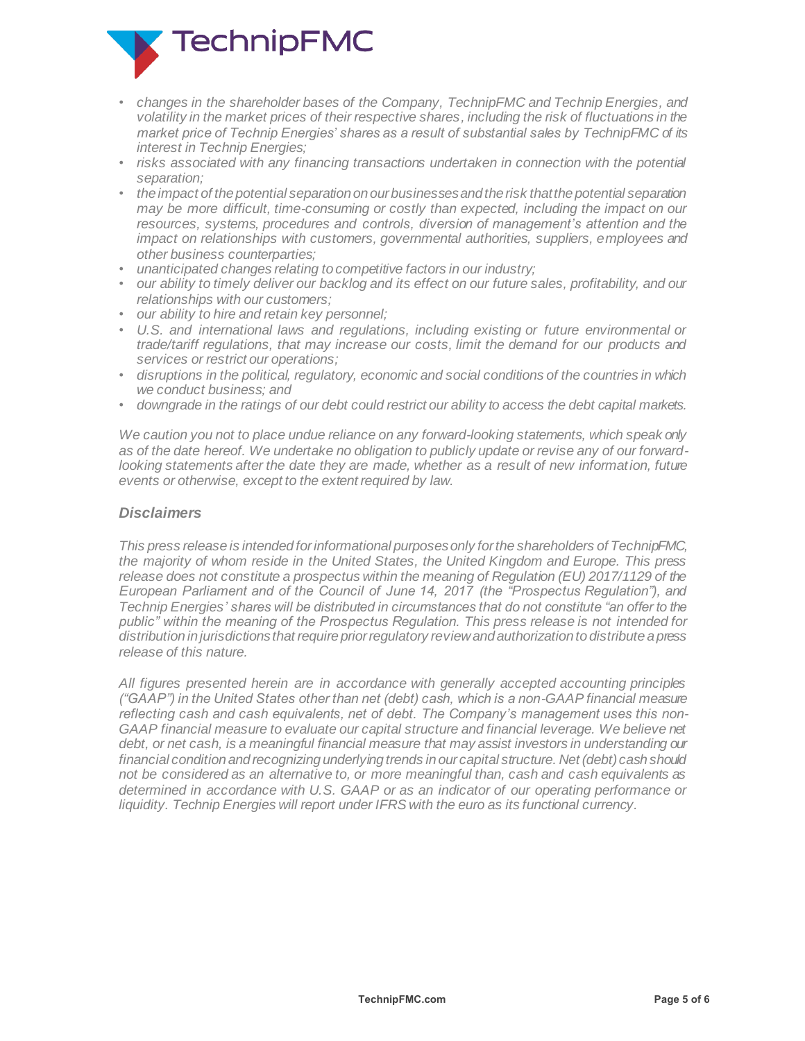- *changes in the shareholder bases of the Company, TechnipFMC and Technip Energies, and volatility in the market prices of their respective shares, including the risk of fluctuations in the market price of Technip Energies' shares as a result of substantial sales by TechnipFMC of its interest in Technip Energies;*
- *risks associated with any financing transactions undertaken in connection with the potential separation;*
- *the impact of the potential separation on our businesses and the risk that the potential separation may be more difficult, time-consuming or costly than expected, including the impact on our resources, systems, procedures and controls, diversion of management's attention and the impact on relationships with customers, governmental authorities, suppliers, employees and other business counterparties;*
- *unanticipated changes relating to competitive factors in our industry;*
- *our ability to timely deliver our backlog and its effect on our future sales, profitability, and our relationships with our customers;*
- *our ability to hire and retain key personnel;*
- *U.S. and international laws and regulations, including existing or future environmental or trade/tariff regulations, that may increase our costs, limit the demand for our products and services or restrict our operations;*
- *disruptions in the political, regulatory, economic and social conditions of the countries in which we conduct business; and*
- *downgrade in the ratings of our debt could restrict our ability to access the debt capital markets.*

*We caution you not to place undue reliance on any forward-looking statements, which speak only as of the date hereof. We undertake no obligation to publicly update or revise any of our forward-looking statements after the date they are made, whether as a result of new information, future events or otherwise, except to the extent required by law.*

### *Disclaimers*

*This press release is intended for informational purposes only for the shareholders of TechnipFMC, the majority of whom reside in the United States, the United Kingdom and Europe. This press release does not constitute a prospectus within the meaning of Regulation (EU) 2017/1129 of the European Parliament and of the Council of June 14, 2017 (the "Prospectus Regulation"), and Technip Energies' shares will be distributed in circumstances that do not constitute "an offer to the public" within the meaning of the Prospectus Regulation. This press release is not intended for distribution in jurisdictions that require prior regulatory review and authorization to distribute a press release of this nature.*

*All figures presented herein are in accordance with generally accepted accounting principles ("GAAP") in the United States other than net (debt) cash, which is a non-GAAP financial measure reflecting cash and cash equivalents, net of debt. The Company's management uses this non-GAAP financial measure to evaluate our capital structure and financial leverage. We believe net debt, or net cash, is a meaningful financial measure that may assist investors in understanding our financial condition and recognizing underlying trends in our capital structure. Net (debt) cash should not be considered as an alternative to, or more meaningful than, cash and cash equivalents as determined in accordance with U.S. GAAP or as an indicator of our operating performance or liquidity. Technip Energies will report under IFRS with the euro as its functional currency.*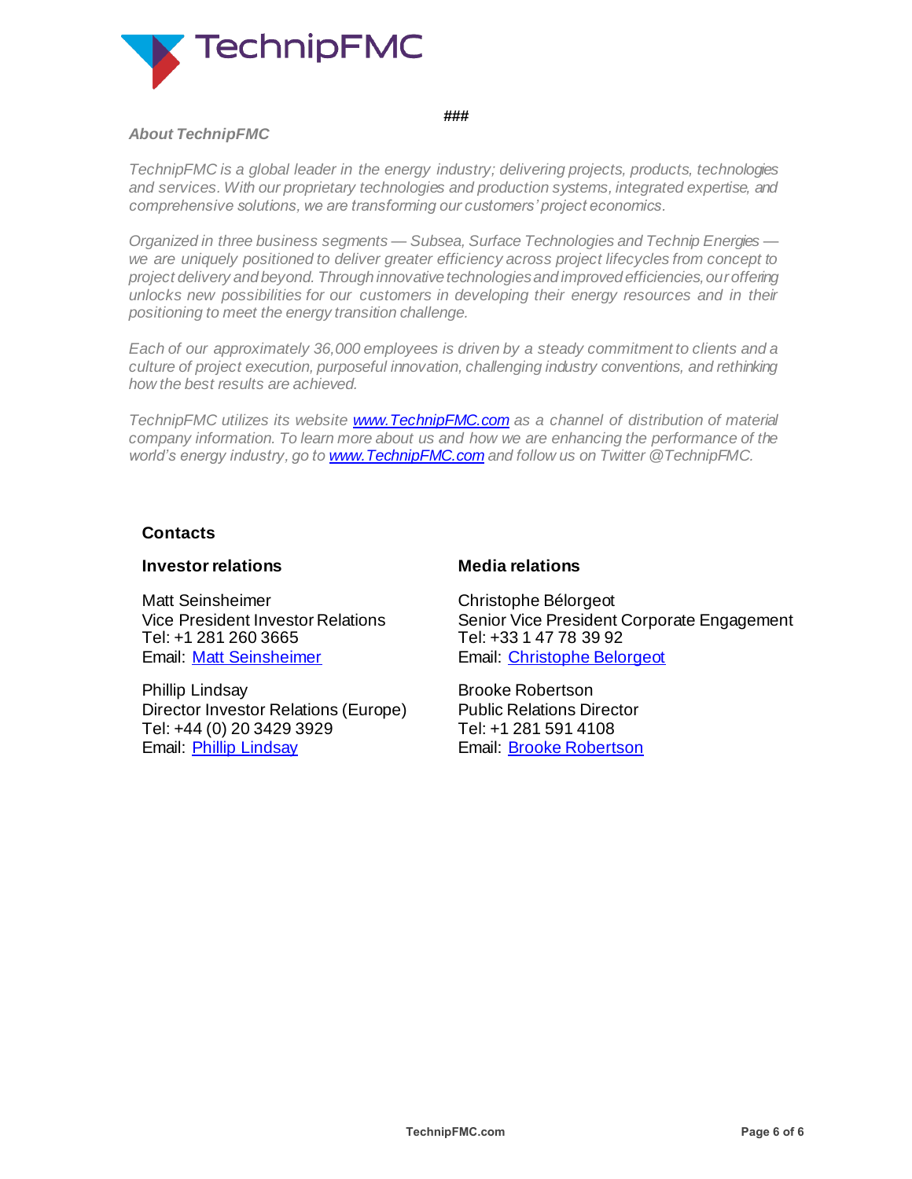###

***About TechnipFMC***

*TechnipFMC is a global leader in the energy industry; delivering projects, products, technologies and services. With our proprietary technologies and production systems, integrated expertise, and comprehensive solutions, we are transforming our customers' project economics.*

*Organized in three business segments — Subsea, Surface Technologies and Technip Energies — we are uniquely positioned to deliver greater efficiency across project lifecycles from concept to project delivery and beyond. Through innovative technologies and improved efficiencies, our offering unlocks new possibilities for our customers in developing their energy resources and in their positioning to meet the energy transition challenge.*

*Each of our approximately 36,000 employees is driven by a steady commitment to clients and a culture of project execution, purposeful innovation, challenging industry conventions, and rethinking how the best results are achieved.*

*TechnipFMC utilizes its website **www.TechnipFMC.com** as a channel of distribution of material company information. To learn more about us and how we are enhancing the performance of the world's energy industry, go to **www.TechnipFMC.com** and follow us on Twitter @TechnipFMC.*

**Contacts**

**Investor relations**

Matt Seinsheimer
Vice President Investor Relations
Tel: +1 281 260 3665
Email: Matt Seinsheimer

Phillip Lindsay
Director Investor Relations (Europe)
Tel: +44 (0) 20 3429 3929
Email: Phillip Lindsay

**Media relations**

Christophe Bélorgeot
Senior Vice President Corporate Engagement
Tel: +33 1 47 78 39 92
Email: Christophe Belorgeot

Brooke Robertson
Public Relations Director
Tel: +1 281 591 4108
Email: Brooke Robertson